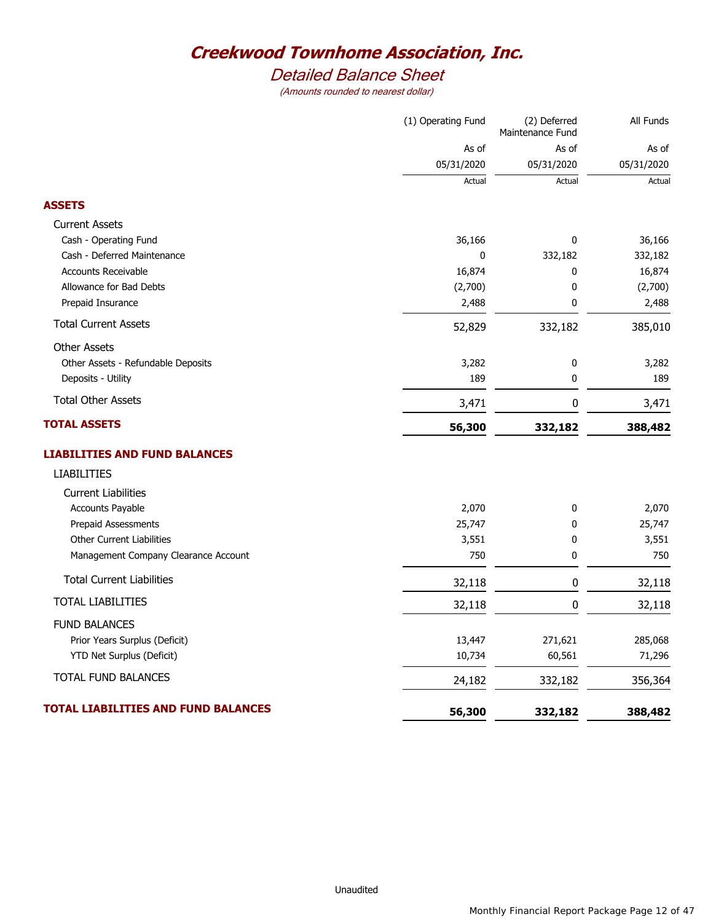# Creekwood Townhome Association, Inc.

## Detailed Balance Sheet

*(Amounts rounded to nearest dollar)*

| | (1) Operating Fund | (2) Deferred Maintenance Fund | All Funds |
|---|---|---|---|
| | As of 05/31/2020 | As of 05/31/2020 | As of 05/31/2020 |
| | Actual | Actual | Actual |
| **ASSETS** | | | |
| Current Assets | | | |
| Cash - Operating Fund | 36,166 | 0 | 36,166 |
| Cash - Deferred Maintenance | 0 | 332,182 | 332,182 |
| Accounts Receivable | 16,874 | 0 | 16,874 |
| Allowance for Bad Debts | (2,700) | 0 | (2,700) |
| Prepaid Insurance | 2,488 | 0 | 2,488 |
| Total Current Assets | 52,829 | 332,182 | 385,010 |
| Other Assets | | | |
| Other Assets - Refundable Deposits | 3,282 | 0 | 3,282 |
| Deposits - Utility | 189 | 0 | 189 |
| Total Other Assets | 3,471 | 0 | 3,471 |
| **TOTAL ASSETS** | **56,300** | **332,182** | **388,482** |
| **LIABILITIES AND FUND BALANCES** | | | |
| LIABILITIES | | | |
| Current Liabilities | | | |
| Accounts Payable | 2,070 | 0 | 2,070 |
| Prepaid Assessments | 25,747 | 0 | 25,747 |
| Other Current Liabilities | 3,551 | 0 | 3,551 |
| Management Company Clearance Account | 750 | 0 | 750 |
| Total Current Liabilities | 32,118 | 0 | 32,118 |
| TOTAL LIABILITIES | 32,118 | 0 | 32,118 |
| FUND BALANCES | | | |
| Prior Years Surplus (Deficit) | 13,447 | 271,621 | 285,068 |
| YTD Net Surplus (Deficit) | 10,734 | 60,561 | 71,296 |
| TOTAL FUND BALANCES | 24,182 | 332,182 | 356,364 |
| **TOTAL LIABILITIES AND FUND BALANCES** | **56,300** | **332,182** | **388,482** |

Unaudited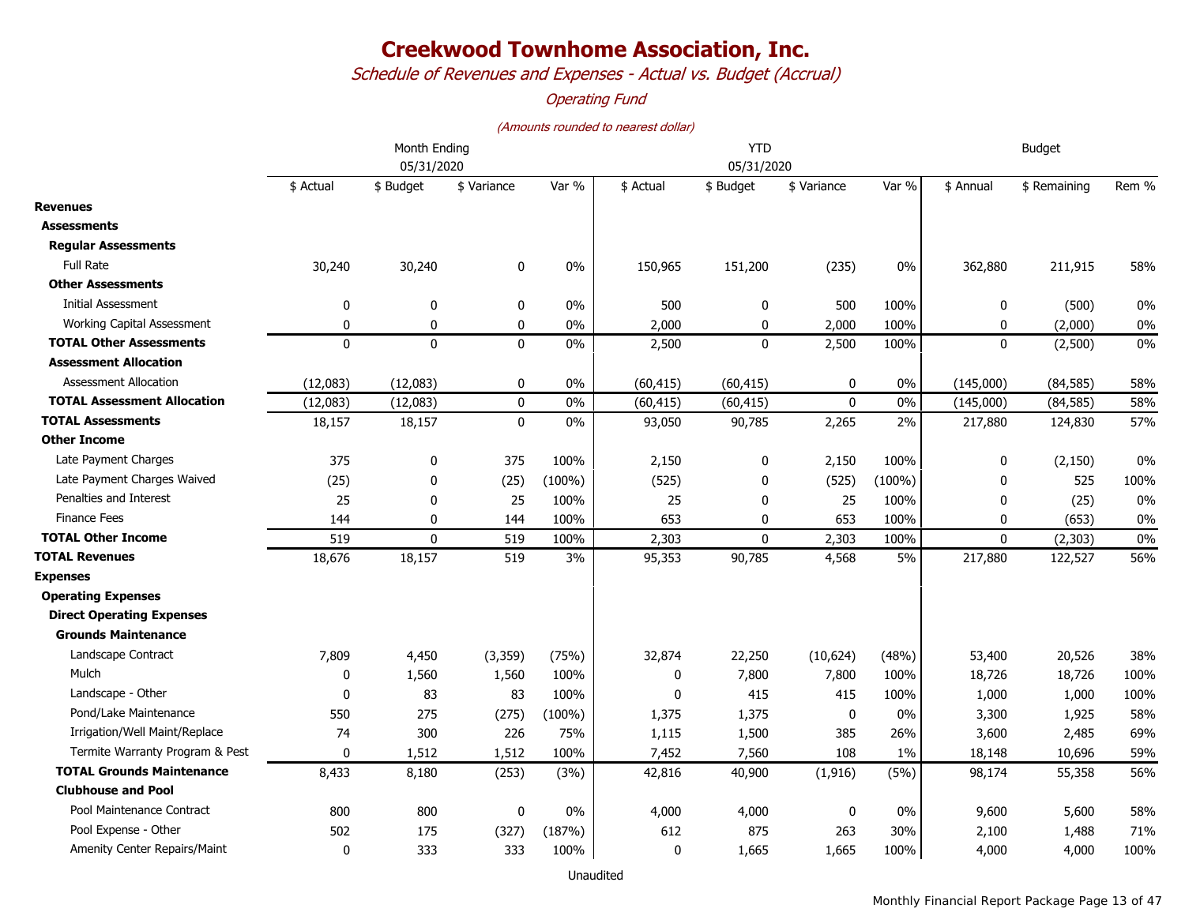# Creekwood Townhome Association, Inc.

*Schedule of Revenues and Expenses - Actual vs. Budget (Accrual)*

*Operating Fund*

*(Amounts rounded to nearest dollar)*

| | Month Ending 05/31/2020 | | | | YTD 05/31/2020 | | | | Budget | | |
|---|---|---|---|---|---|---|---|---|---|---|---|
| | $ Actual | $ Budget | $ Variance | Var % | $ Actual | $ Budget | $ Variance | Var % | $ Annual | $ Remaining | Rem % |
| **Revenues** | | | | | | | | | | | |
| **Assessments** | | | | | | | | | | | |
| **Regular Assessments** | | | | | | | | | | | |
| Full Rate | 30,240 | 30,240 | 0 | 0% | 150,965 | 151,200 | (235) | 0% | 362,880 | 211,915 | 58% |
| **Other Assessments** | | | | | | | | | | | |
| Initial Assessment | 0 | 0 | 0 | 0% | 500 | 0 | 500 | 100% | 0 | (500) | 0% |
| Working Capital Assessment | 0 | 0 | 0 | 0% | 2,000 | 0 | 2,000 | 100% | 0 | (2,000) | 0% |
| **TOTAL Other Assessments** | 0 | 0 | 0 | 0% | 2,500 | 0 | 2,500 | 100% | 0 | (2,500) | 0% |
| **Assessment Allocation** | | | | | | | | | | | |
| Assessment Allocation | (12,083) | (12,083) | 0 | 0% | (60,415) | (60,415) | 0 | 0% | (145,000) | (84,585) | 58% |
| **TOTAL Assessment Allocation** | (12,083) | (12,083) | 0 | 0% | (60,415) | (60,415) | 0 | 0% | (145,000) | (84,585) | 58% |
| **TOTAL Assessments** | 18,157 | 18,157 | 0 | 0% | 93,050 | 90,785 | 2,265 | 2% | 217,880 | 124,830 | 57% |
| **Other Income** | | | | | | | | | | | |
| Late Payment Charges | 375 | 0 | 375 | 100% | 2,150 | 0 | 2,150 | 100% | 0 | (2,150) | 0% |
| Late Payment Charges Waived | (25) | 0 | (25) | (100%) | (525) | 0 | (525) | (100%) | 0 | 525 | 100% |
| Penalties and Interest | 25 | 0 | 25 | 100% | 25 | 0 | 25 | 100% | 0 | (25) | 0% |
| Finance Fees | 144 | 0 | 144 | 100% | 653 | 0 | 653 | 100% | 0 | (653) | 0% |
| **TOTAL Other Income** | 519 | 0 | 519 | 100% | 2,303 | 0 | 2,303 | 100% | 0 | (2,303) | 0% |
| **TOTAL Revenues** | 18,676 | 18,157 | 519 | 3% | 95,353 | 90,785 | 4,568 | 5% | 217,880 | 122,527 | 56% |
| **Expenses** | | | | | | | | | | | |
| **Operating Expenses** | | | | | | | | | | | |
| **Direct Operating Expenses** | | | | | | | | | | | |
| **Grounds Maintenance** | | | | | | | | | | | |
| Landscape Contract | 7,809 | 4,450 | (3,359) | (75%) | 32,874 | 22,250 | (10,624) | (48%) | 53,400 | 20,526 | 38% |
| Mulch | 0 | 1,560 | 1,560 | 100% | 0 | 7,800 | 7,800 | 100% | 18,726 | 18,726 | 100% |
| Landscape - Other | 0 | 83 | 83 | 100% | 0 | 415 | 415 | 100% | 1,000 | 1,000 | 100% |
| Pond/Lake Maintenance | 550 | 275 | (275) | (100%) | 1,375 | 1,375 | 0 | 0% | 3,300 | 1,925 | 58% |
| Irrigation/Well Maint/Replace | 74 | 300 | 226 | 75% | 1,115 | 1,500 | 385 | 26% | 3,600 | 2,485 | 69% |
| Termite Warranty Program & Pest | 0 | 1,512 | 1,512 | 100% | 7,452 | 7,560 | 108 | 1% | 18,148 | 10,696 | 59% |
| **TOTAL Grounds Maintenance** | 8,433 | 8,180 | (253) | (3%) | 42,816 | 40,900 | (1,916) | (5%) | 98,174 | 55,358 | 56% |
| **Clubhouse and Pool** | | | | | | | | | | | |
| Pool Maintenance Contract | 800 | 800 | 0 | 0% | 4,000 | 4,000 | 0 | 0% | 9,600 | 5,600 | 58% |
| Pool Expense - Other | 502 | 175 | (327) | (187%) | 612 | 875 | 263 | 30% | 2,100 | 1,488 | 71% |
| Amenity Center Repairs/Maint | 0 | 333 | 333 | 100% | 0 | 1,665 | 1,665 | 100% | 4,000 | 4,000 | 100% |

Unaudited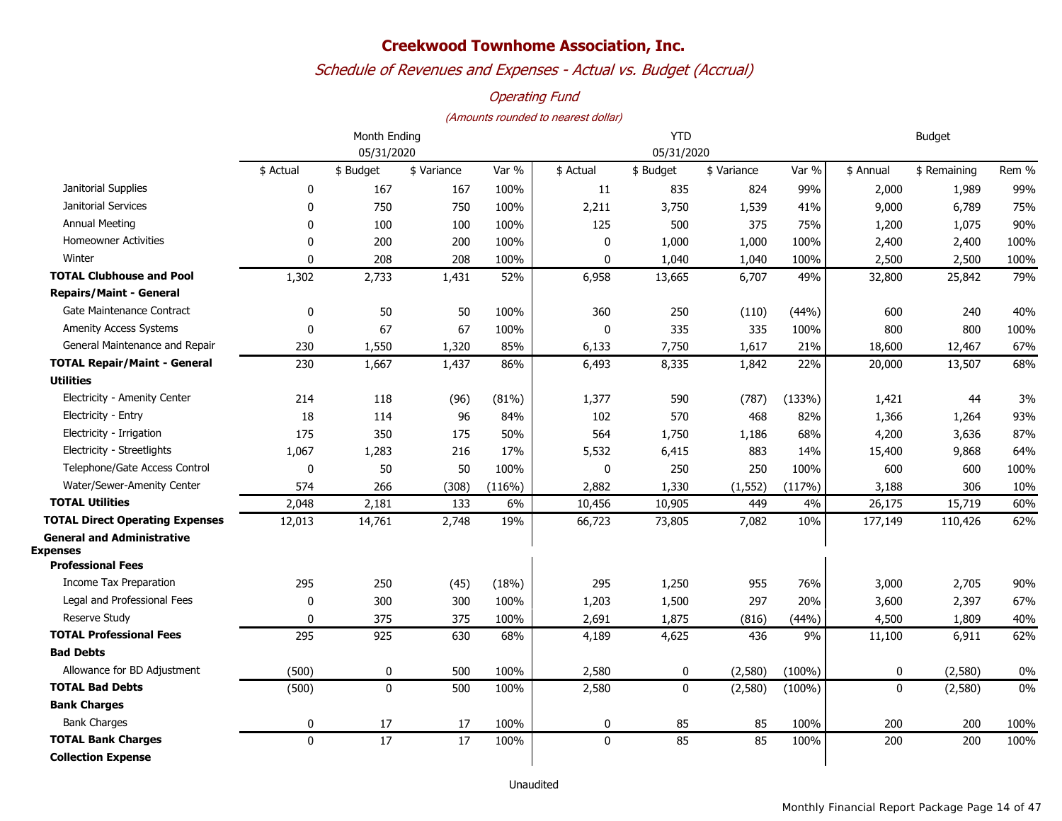# Creekwood Townhome Association, Inc.

## *Schedule of Revenues and Expenses - Actual vs. Budget (Accrual)*

### *Operating Fund*

*(Amounts rounded to nearest dollar)*

| | Month Ending 05/31/2020 | | | | YTD 05/31/2020 | | | | Budget | | |
|---|---|---|---|---|---|---|---|---|---|---|---|
| | $ Actual | $ Budget | $ Variance | Var % | $ Actual | $ Budget | $ Variance | Var % | $ Annual | $ Remaining | Rem % |
| Janitorial Supplies | 0 | 167 | 167 | 100% | 11 | 835 | 824 | 99% | 2,000 | 1,989 | 99% |
| Janitorial Services | 0 | 750 | 750 | 100% | 2,211 | 3,750 | 1,539 | 41% | 9,000 | 6,789 | 75% |
| Annual Meeting | 0 | 100 | 100 | 100% | 125 | 500 | 375 | 75% | 1,200 | 1,075 | 90% |
| Homeowner Activities | 0 | 200 | 200 | 100% | 0 | 1,000 | 1,000 | 100% | 2,400 | 2,400 | 100% |
| Winter | 0 | 208 | 208 | 100% | 0 | 1,040 | 1,040 | 100% | 2,500 | 2,500 | 100% |
| **TOTAL Clubhouse and Pool** | 1,302 | 2,733 | 1,431 | 52% | 6,958 | 13,665 | 6,707 | 49% | 32,800 | 25,842 | 79% |
| **Repairs/Maint - General** | | | | | | | | | | | |
| Gate Maintenance Contract | 0 | 50 | 50 | 100% | 360 | 250 | (110) | (44%) | 600 | 240 | 40% |
| Amenity Access Systems | 0 | 67 | 67 | 100% | 0 | 335 | 335 | 100% | 800 | 800 | 100% |
| General Maintenance and Repair | 230 | 1,550 | 1,320 | 85% | 6,133 | 7,750 | 1,617 | 21% | 18,600 | 12,467 | 67% |
| **TOTAL Repair/Maint - General** | 230 | 1,667 | 1,437 | 86% | 6,493 | 8,335 | 1,842 | 22% | 20,000 | 13,507 | 68% |
| **Utilities** | | | | | | | | | | | |
| Electricity - Amenity Center | 214 | 118 | (96) | (81%) | 1,377 | 590 | (787) | (133%) | 1,421 | 44 | 3% |
| Electricity - Entry | 18 | 114 | 96 | 84% | 102 | 570 | 468 | 82% | 1,366 | 1,264 | 93% |
| Electricity - Irrigation | 175 | 350 | 175 | 50% | 564 | 1,750 | 1,186 | 68% | 4,200 | 3,636 | 87% |
| Electricity - Streetlights | 1,067 | 1,283 | 216 | 17% | 5,532 | 6,415 | 883 | 14% | 15,400 | 9,868 | 64% |
| Telephone/Gate Access Control | 0 | 50 | 50 | 100% | 0 | 250 | 250 | 100% | 600 | 600 | 100% |
| Water/Sewer-Amenity Center | 574 | 266 | (308) | (116%) | 2,882 | 1,330 | (1,552) | (117%) | 3,188 | 306 | 10% |
| **TOTAL Utilities** | 2,048 | 2,181 | 133 | 6% | 10,456 | 10,905 | 449 | 4% | 26,175 | 15,719 | 60% |
| **TOTAL Direct Operating Expenses** | 12,013 | 14,761 | 2,748 | 19% | 66,723 | 73,805 | 7,082 | 10% | 177,149 | 110,426 | 62% |
| **General and Administrative Expenses** | | | | | | | | | | | |
| **Professional Fees** | | | | | | | | | | | |
| Income Tax Preparation | 295 | 250 | (45) | (18%) | 295 | 1,250 | 955 | 76% | 3,000 | 2,705 | 90% |
| Legal and Professional Fees | 0 | 300 | 300 | 100% | 1,203 | 1,500 | 297 | 20% | 3,600 | 2,397 | 67% |
| Reserve Study | 0 | 375 | 375 | 100% | 2,691 | 1,875 | (816) | (44%) | 4,500 | 1,809 | 40% |
| **TOTAL Professional Fees** | 295 | 925 | 630 | 68% | 4,189 | 4,625 | 436 | 9% | 11,100 | 6,911 | 62% |
| **Bad Debts** | | | | | | | | | | | |
| Allowance for BD Adjustment | (500) | 0 | 500 | 100% | 2,580 | 0 | (2,580) | (100%) | 0 | (2,580) | 0% |
| **TOTAL Bad Debts** | (500) | 0 | 500 | 100% | 2,580 | 0 | (2,580) | (100%) | 0 | (2,580) | 0% |
| **Bank Charges** | | | | | | | | | | | |
| Bank Charges | 0 | 17 | 17 | 100% | 0 | 85 | 85 | 100% | 200 | 200 | 100% |
| **TOTAL Bank Charges** | 0 | 17 | 17 | 100% | 0 | 85 | 85 | 100% | 200 | 200 | 100% |
| **Collection Expense** | | | | | | | | | | | |

Unaudited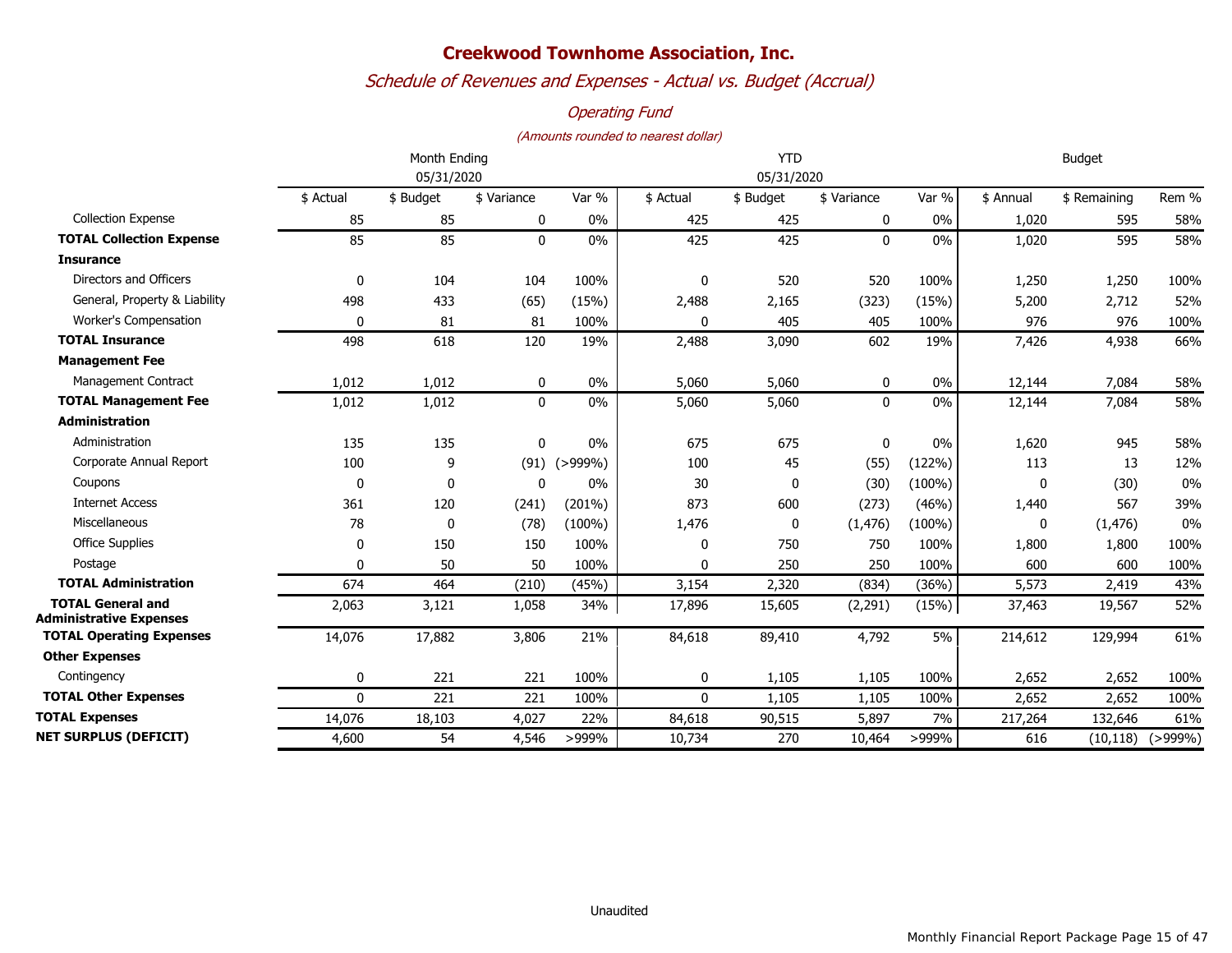# Creekwood Townhome Association, Inc.

## *Schedule of Revenues and Expenses - Actual vs. Budget (Accrual)*

### *Operating Fund*

*(Amounts rounded to nearest dollar)*

| | Month Ending 05/31/2020 | | | | YTD 05/31/2020 | | | | Budget | | |
|---|---|---|---|---|---|---|---|---|---|---|---|
| | $ Actual | $ Budget | $ Variance | Var % | $ Actual | $ Budget | $ Variance | Var % | $ Annual | $ Remaining | Rem % |
| Collection Expense | 85 | 85 | 0 | 0% | 425 | 425 | 0 | 0% | 1,020 | 595 | 58% |
| **TOTAL Collection Expense** | 85 | 85 | 0 | 0% | 425 | 425 | 0 | 0% | 1,020 | 595 | 58% |
| **Insurance** | | | | | | | | | | | |
| Directors and Officers | 0 | 104 | 104 | 100% | 0 | 520 | 520 | 100% | 1,250 | 1,250 | 100% |
| General, Property & Liability | 498 | 433 | (65) | (15%) | 2,488 | 2,165 | (323) | (15%) | 5,200 | 2,712 | 52% |
| Worker's Compensation | 0 | 81 | 81 | 100% | 0 | 405 | 405 | 100% | 976 | 976 | 100% |
| **TOTAL Insurance** | 498 | 618 | 120 | 19% | 2,488 | 3,090 | 602 | 19% | 7,426 | 4,938 | 66% |
| **Management Fee** | | | | | | | | | | | |
| Management Contract | 1,012 | 1,012 | 0 | 0% | 5,060 | 5,060 | 0 | 0% | 12,144 | 7,084 | 58% |
| **TOTAL Management Fee** | 1,012 | 1,012 | 0 | 0% | 5,060 | 5,060 | 0 | 0% | 12,144 | 7,084 | 58% |
| **Administration** | | | | | | | | | | | |
| Administration | 135 | 135 | 0 | 0% | 675 | 675 | 0 | 0% | 1,620 | 945 | 58% |
| Corporate Annual Report | 100 | 9 | (91) | (>999%) | 100 | 45 | (55) | (122%) | 113 | 13 | 12% |
| Coupons | 0 | 0 | 0 | 0% | 30 | 0 | (30) | (100%) | 0 | (30) | 0% |
| Internet Access | 361 | 120 | (241) | (201%) | 873 | 600 | (273) | (46%) | 1,440 | 567 | 39% |
| Miscellaneous | 78 | 0 | (78) | (100%) | 1,476 | 0 | (1,476) | (100%) | 0 | (1,476) | 0% |
| Office Supplies | 0 | 150 | 150 | 100% | 0 | 750 | 750 | 100% | 1,800 | 1,800 | 100% |
| Postage | 0 | 50 | 50 | 100% | 0 | 250 | 250 | 100% | 600 | 600 | 100% |
| **TOTAL Administration** | 674 | 464 | (210) | (45%) | 3,154 | 2,320 | (834) | (36%) | 5,573 | 2,419 | 43% |
| **TOTAL General and Administrative Expenses** | 2,063 | 3,121 | 1,058 | 34% | 17,896 | 15,605 | (2,291) | (15%) | 37,463 | 19,567 | 52% |
| **TOTAL Operating Expenses** | 14,076 | 17,882 | 3,806 | 21% | 84,618 | 89,410 | 4,792 | 5% | 214,612 | 129,994 | 61% |
| **Other Expenses** | | | | | | | | | | | |
| Contingency | 0 | 221 | 221 | 100% | 0 | 1,105 | 1,105 | 100% | 2,652 | 2,652 | 100% |
| **TOTAL Other Expenses** | 0 | 221 | 221 | 100% | 0 | 1,105 | 1,105 | 100% | 2,652 | 2,652 | 100% |
| **TOTAL Expenses** | 14,076 | 18,103 | 4,027 | 22% | 84,618 | 90,515 | 5,897 | 7% | 217,264 | 132,646 | 61% |
| **NET SURPLUS (DEFICIT)** | 4,600 | 54 | 4,546 | >999% | 10,734 | 270 | 10,464 | >999% | 616 | (10,118) | (>999%) |

Unaudited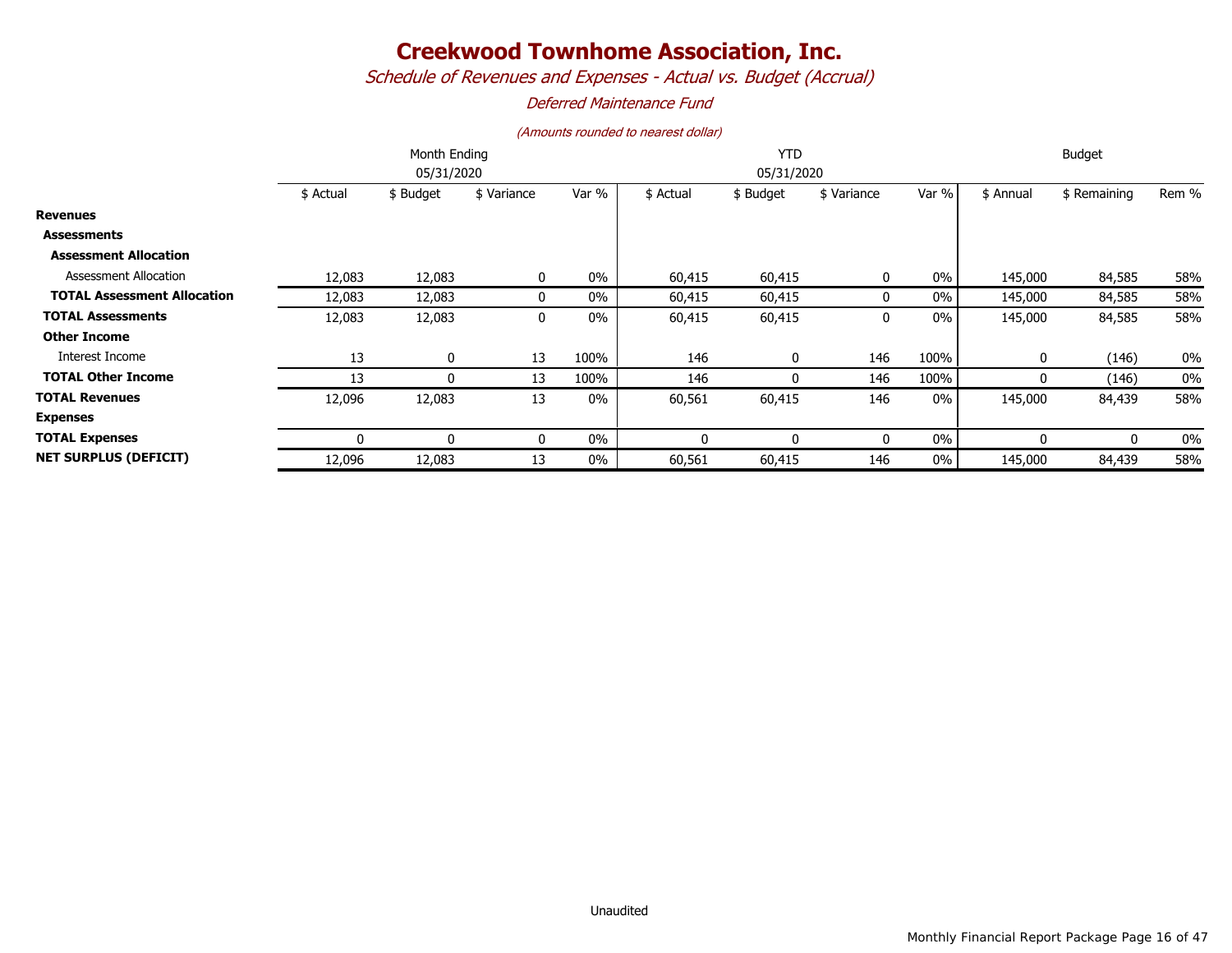# Creekwood Townhome Association, Inc.

*Schedule of Revenues and Expenses - Actual vs. Budget (Accrual)*

*Deferred Maintenance Fund*

*(Amounts rounded to nearest dollar)*

| | Month Ending 05/31/2020 | | | | YTD 05/31/2020 | | | | Budget | | |
|---|---|---|---|---|---|---|---|---|---|---|---|
| | $ Actual | $ Budget | $ Variance | Var % | $ Actual | $ Budget | $ Variance | Var % | $ Annual | $ Remaining | Rem % |
| **Revenues** | | | | | | | | | | | |
| **Assessments** | | | | | | | | | | | |
| **Assessment Allocation** | | | | | | | | | | | |
| Assessment Allocation | 12,083 | 12,083 | 0 | 0% | 60,415 | 60,415 | 0 | 0% | 145,000 | 84,585 | 58% |
| **TOTAL Assessment Allocation** | 12,083 | 12,083 | 0 | 0% | 60,415 | 60,415 | 0 | 0% | 145,000 | 84,585 | 58% |
| **TOTAL Assessments** | 12,083 | 12,083 | 0 | 0% | 60,415 | 60,415 | 0 | 0% | 145,000 | 84,585 | 58% |
| **Other Income** | | | | | | | | | | | |
| Interest Income | 13 | 0 | 13 | 100% | 146 | 0 | 146 | 100% | 0 | (146) | 0% |
| **TOTAL Other Income** | 13 | 0 | 13 | 100% | 146 | 0 | 146 | 100% | 0 | (146) | 0% |
| **TOTAL Revenues** | 12,096 | 12,083 | 13 | 0% | 60,561 | 60,415 | 146 | 0% | 145,000 | 84,439 | 58% |
| **Expenses** | | | | | | | | | | | |
| **TOTAL Expenses** | 0 | 0 | 0 | 0% | 0 | 0 | 0 | 0% | 0 | 0 | 0% |
| **NET SURPLUS (DEFICIT)** | 12,096 | 12,083 | 13 | 0% | 60,561 | 60,415 | 146 | 0% | 145,000 | 84,439 | 58% |

Unaudited